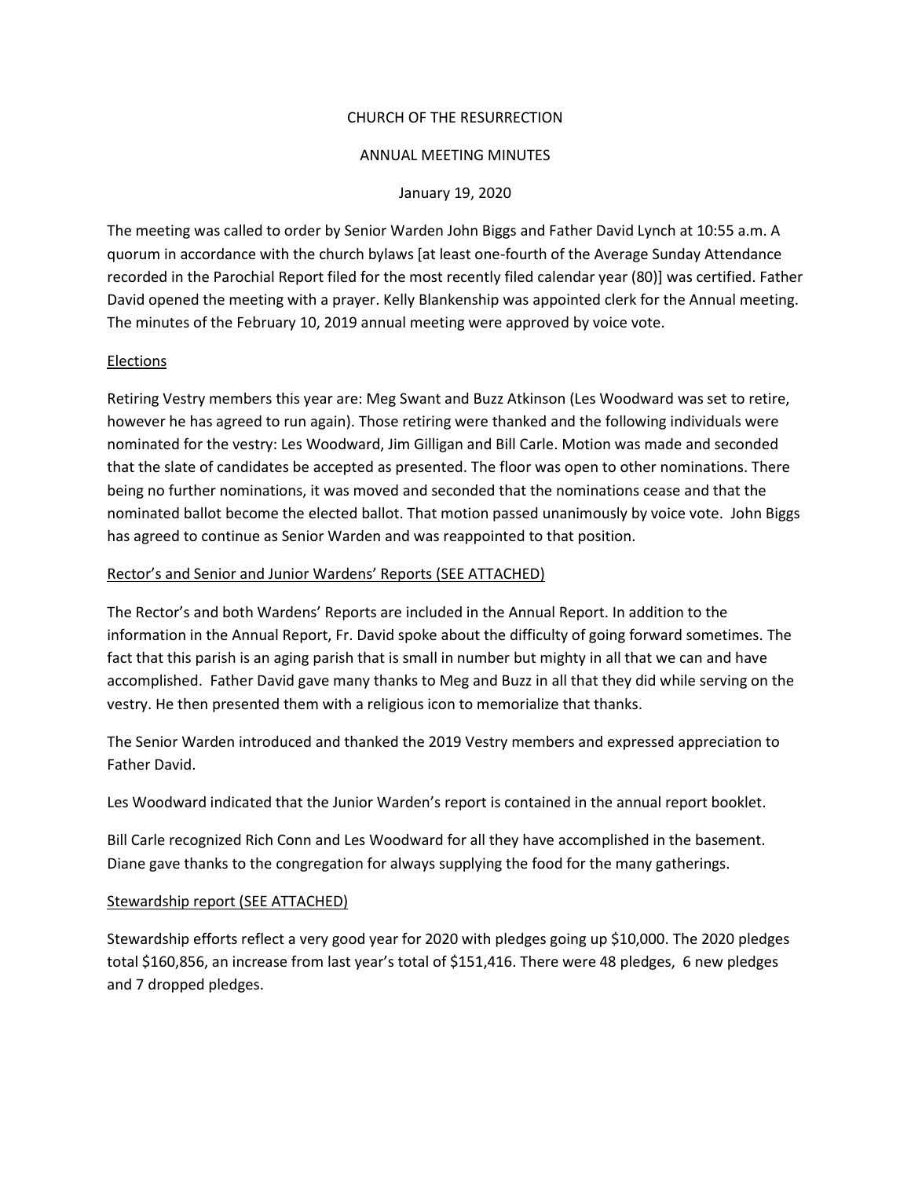CHURCH OF THE RESURRECTION

ANNUAL MEETING MINUTES

January 19, 2020

The meeting was called to order by Senior Warden John Biggs and Father David Lynch at 10:55 a.m. A quorum in accordance with the church bylaws [at least one-fourth of the Average Sunday Attendance recorded in the Parochial Report filed for the most recently filed calendar year (80)] was certified. Father David opened the meeting with a prayer. Kelly Blankenship was appointed clerk for the Annual meeting. The minutes of the February 10, 2019 annual meeting were approved by voice vote.

<u>Elections</u>

Retiring Vestry members this year are: Meg Swant and Buzz Atkinson (Les Woodward was set to retire, however he has agreed to run again). Those retiring were thanked and the following individuals were nominated for the vestry: Les Woodward, Jim Gilligan and Bill Carle. Motion was made and seconded that the slate of candidates be accepted as presented. The floor was open to other nominations. There being no further nominations, it was moved and seconded that the nominations cease and that the nominated ballot become the elected ballot. That motion passed unanimously by voice vote. John Biggs has agreed to continue as Senior Warden and was reappointed to that position.

<u>Rector's and Senior and Junior Wardens' Reports (SEE ATTACHED)</u>

The Rector's and both Wardens' Reports are included in the Annual Report. In addition to the information in the Annual Report, Fr. David spoke about the difficulty of going forward sometimes. The fact that this parish is an aging parish that is small in number but mighty in all that we can and have accomplished. Father David gave many thanks to Meg and Buzz in all that they did while serving on the vestry. He then presented them with a religious icon to memorialize that thanks.

The Senior Warden introduced and thanked the 2019 Vestry members and expressed appreciation to Father David.

Les Woodward indicated that the Junior Warden's report is contained in the annual report booklet.

Bill Carle recognized Rich Conn and Les Woodward for all they have accomplished in the basement. Diane gave thanks to the congregation for always supplying the food for the many gatherings.

<u>Stewardship report (SEE ATTACHED)</u>

Stewardship efforts reflect a very good year for 2020 with pledges going up $10,000. The 2020 pledges total $160,856, an increase from last year's total of $151,416. There were 48 pledges, 6 new pledges and 7 dropped pledges.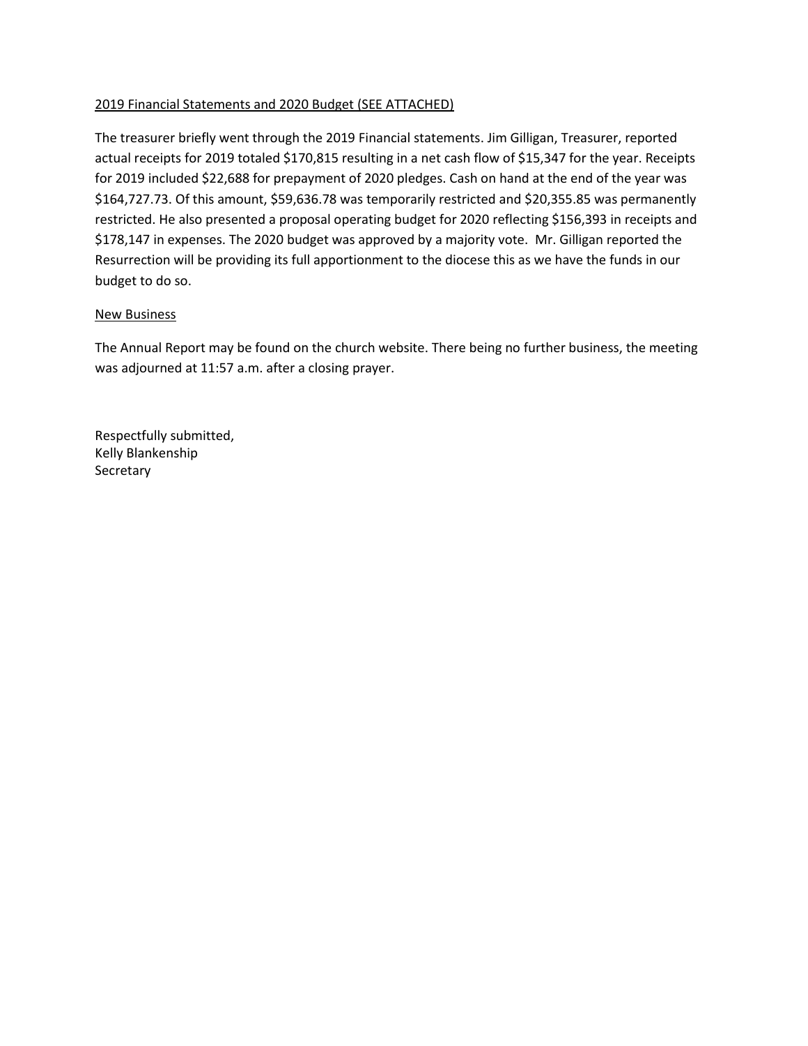<u>2019 Financial Statements and 2020 Budget (SEE ATTACHED)</u>

The treasurer briefly went through the 2019 Financial statements. Jim Gilligan, Treasurer, reported actual receipts for 2019 totaled $170,815 resulting in a net cash flow of $15,347 for the year. Receipts for 2019 included $22,688 for prepayment of 2020 pledges. Cash on hand at the end of the year was $164,727.73. Of this amount, $59,636.78 was temporarily restricted and $20,355.85 was permanently restricted. He also presented a proposal operating budget for 2020 reflecting $156,393 in receipts and $178,147 in expenses. The 2020 budget was approved by a majority vote. Mr. Gilligan reported the Resurrection will be providing its full apportionment to the diocese this as we have the funds in our budget to do so.

<u>New Business</u>

The Annual Report may be found on the church website. There being no further business, the meeting was adjourned at 11:57 a.m. after a closing prayer.

Respectfully submitted,  
Kelly Blankenship  
Secretary